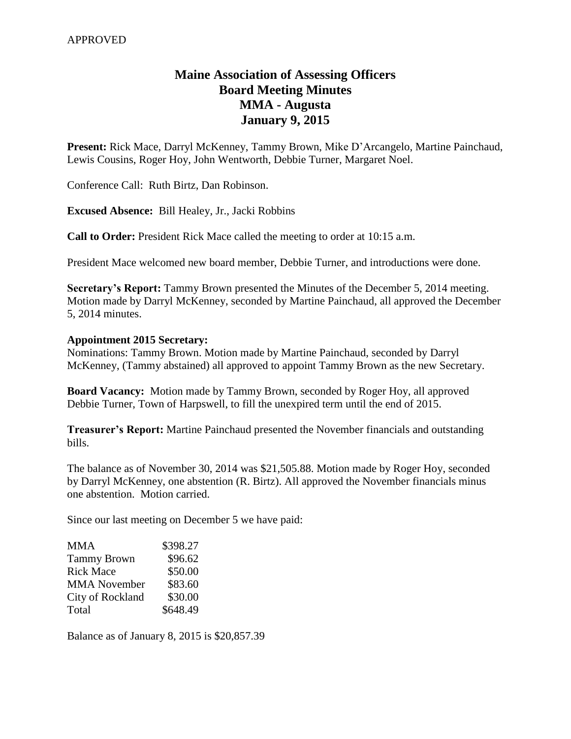APPROVED

# Maine Association of Assessing Officers
## Board Meeting Minutes
## MMA - Augusta
## January 9, 2015

**Present:** Rick Mace, Darryl McKenney, Tammy Brown, Mike D'Arcangelo, Martine Painchaud, Lewis Cousins, Roger Hoy, John Wentworth, Debbie Turner, Margaret Noel.

Conference Call: Ruth Birtz, Dan Robinson.

**Excused Absence:** Bill Healey, Jr., Jacki Robbins

**Call to Order:** President Rick Mace called the meeting to order at 10:15 a.m.

President Mace welcomed new board member, Debbie Turner, and introductions were done.

**Secretary's Report:** Tammy Brown presented the Minutes of the December 5, 2014 meeting. Motion made by Darryl McKenney, seconded by Martine Painchaud, all approved the December 5, 2014 minutes.

**Appointment 2015 Secretary:**

Nominations: Tammy Brown. Motion made by Martine Painchaud, seconded by Darryl McKenney, (Tammy abstained) all approved to appoint Tammy Brown as the new Secretary.

**Board Vacancy:** Motion made by Tammy Brown, seconded by Roger Hoy, all approved Debbie Turner, Town of Harpswell, to fill the unexpired term until the end of 2015.

**Treasurer's Report:** Martine Painchaud presented the November financials and outstanding bills.

The balance as of November 30, 2014 was $21,505.88. Motion made by Roger Hoy, seconded by Darryl McKenney, one abstention (R. Birtz). All approved the November financials minus one abstention. Motion carried.

Since our last meeting on December 5 we have paid:

| | |
|---|---|
| MMA | $398.27 |
| Tammy Brown | $96.62 |
| Rick Mace | $50.00 |
| MMA November | $83.60 |
| City of Rockland | $30.00 |
| Total | $648.49 |

Balance as of January 8, 2015 is $20,857.39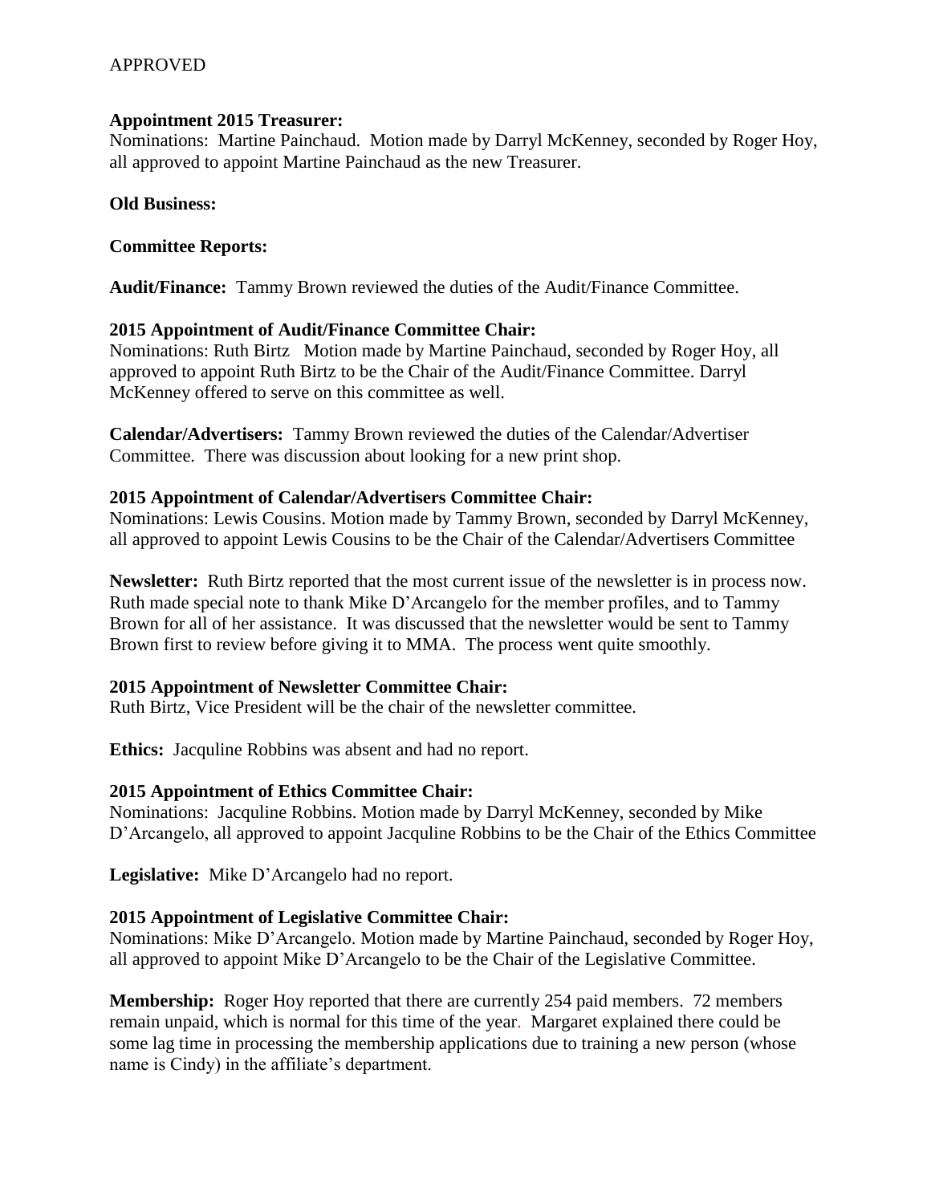APPROVED

**Appointment 2015 Treasurer:**
Nominations: Martine Painchaud. Motion made by Darryl McKenney, seconded by Roger Hoy, all approved to appoint Martine Painchaud as the new Treasurer.

**Old Business:**

**Committee Reports:**

**Audit/Finance:** Tammy Brown reviewed the duties of the Audit/Finance Committee.

**2015 Appointment of Audit/Finance Committee Chair:**
Nominations: Ruth Birtz Motion made by Martine Painchaud, seconded by Roger Hoy, all approved to appoint Ruth Birtz to be the Chair of the Audit/Finance Committee. Darryl McKenney offered to serve on this committee as well.

**Calendar/Advertisers:** Tammy Brown reviewed the duties of the Calendar/Advertiser Committee. There was discussion about looking for a new print shop.

**2015 Appointment of Calendar/Advertisers Committee Chair:**
Nominations: Lewis Cousins. Motion made by Tammy Brown, seconded by Darryl McKenney, all approved to appoint Lewis Cousins to be the Chair of the Calendar/Advertisers Committee

**Newsletter:** Ruth Birtz reported that the most current issue of the newsletter is in process now. Ruth made special note to thank Mike D'Arcangelo for the member profiles, and to Tammy Brown for all of her assistance. It was discussed that the newsletter would be sent to Tammy Brown first to review before giving it to MMA. The process went quite smoothly.

**2015 Appointment of Newsletter Committee Chair:**
Ruth Birtz, Vice President will be the chair of the newsletter committee.

**Ethics:** Jacquline Robbins was absent and had no report.

**2015 Appointment of Ethics Committee Chair:**
Nominations: Jacquline Robbins. Motion made by Darryl McKenney, seconded by Mike D'Arcangelo, all approved to appoint Jacquline Robbins to be the Chair of the Ethics Committee

**Legislative:** Mike D'Arcangelo had no report.

**2015 Appointment of Legislative Committee Chair:**
Nominations: Mike D'Arcangelo. Motion made by Martine Painchaud, seconded by Roger Hoy, all approved to appoint Mike D'Arcangelo to be the Chair of the Legislative Committee.

**Membership:** Roger Hoy reported that there are currently 254 paid members. 72 members remain unpaid, which is normal for this time of the year. Margaret explained there could be some lag time in processing the membership applications due to training a new person (whose name is Cindy) in the affiliate's department.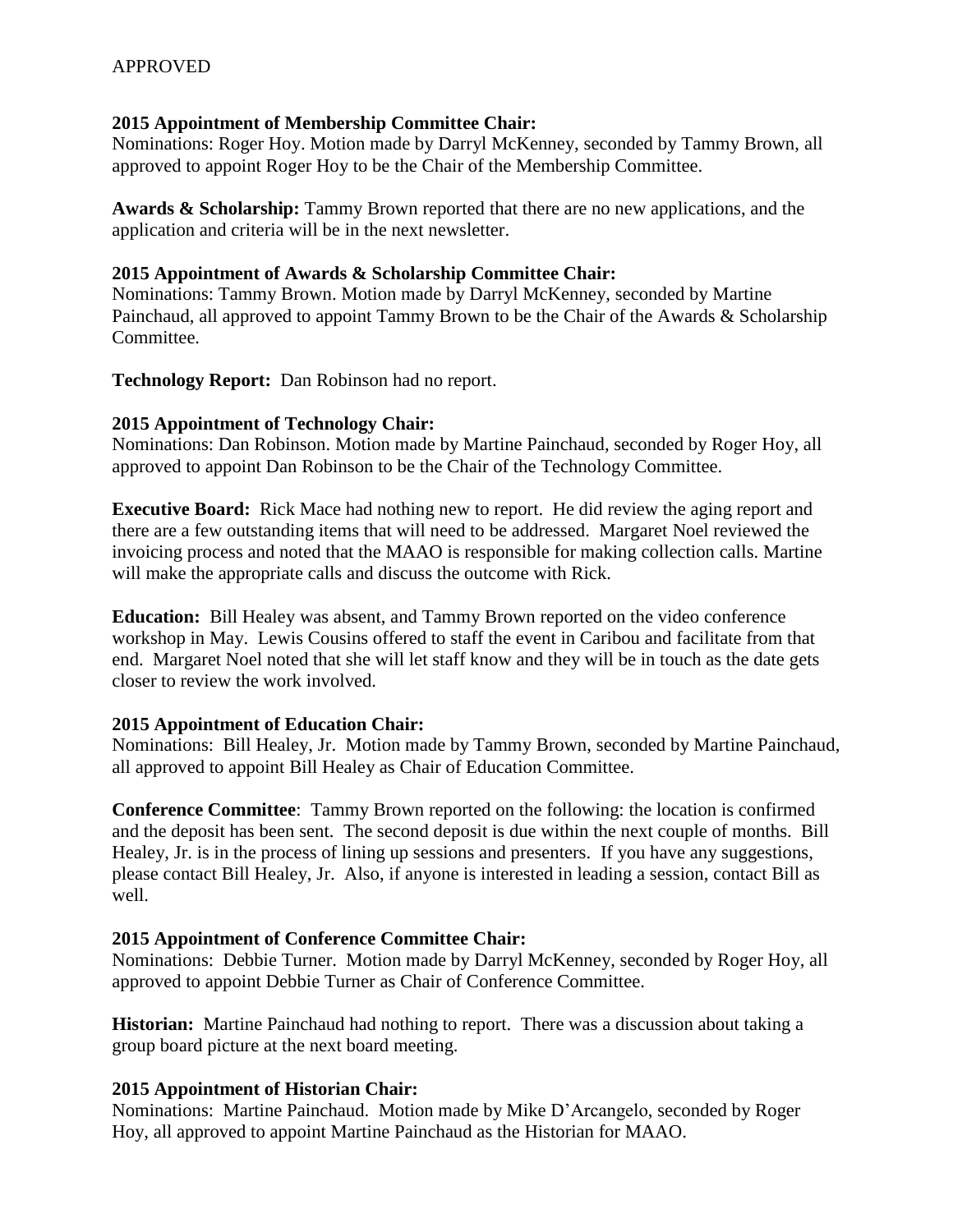APPROVED

**2015 Appointment of Membership Committee Chair:**
Nominations: Roger Hoy. Motion made by Darryl McKenney, seconded by Tammy Brown, all approved to appoint Roger Hoy to be the Chair of the Membership Committee.

**Awards & Scholarship:** Tammy Brown reported that there are no new applications, and the application and criteria will be in the next newsletter.

**2015 Appointment of Awards & Scholarship Committee Chair:**
Nominations: Tammy Brown. Motion made by Darryl McKenney, seconded by Martine Painchaud, all approved to appoint Tammy Brown to be the Chair of the Awards & Scholarship Committee.

**Technology Report:** Dan Robinson had no report.

**2015 Appointment of Technology Chair:**
Nominations: Dan Robinson. Motion made by Martine Painchaud, seconded by Roger Hoy, all approved to appoint Dan Robinson to be the Chair of the Technology Committee.

**Executive Board:** Rick Mace had nothing new to report. He did review the aging report and there are a few outstanding items that will need to be addressed. Margaret Noel reviewed the invoicing process and noted that the MAAO is responsible for making collection calls. Martine will make the appropriate calls and discuss the outcome with Rick.

**Education:** Bill Healey was absent, and Tammy Brown reported on the video conference workshop in May. Lewis Cousins offered to staff the event in Caribou and facilitate from that end. Margaret Noel noted that she will let staff know and they will be in touch as the date gets closer to review the work involved.

**2015 Appointment of Education Chair:**
Nominations: Bill Healey, Jr. Motion made by Tammy Brown, seconded by Martine Painchaud, all approved to appoint Bill Healey as Chair of Education Committee.

**Conference Committee**: Tammy Brown reported on the following: the location is confirmed and the deposit has been sent. The second deposit is due within the next couple of months. Bill Healey, Jr. is in the process of lining up sessions and presenters. If you have any suggestions, please contact Bill Healey, Jr. Also, if anyone is interested in leading a session, contact Bill as well.

**2015 Appointment of Conference Committee Chair:**
Nominations: Debbie Turner. Motion made by Darryl McKenney, seconded by Roger Hoy, all approved to appoint Debbie Turner as Chair of Conference Committee.

**Historian:** Martine Painchaud had nothing to report. There was a discussion about taking a group board picture at the next board meeting.

**2015 Appointment of Historian Chair:**
Nominations: Martine Painchaud. Motion made by Mike D'Arcangelo, seconded by Roger Hoy, all approved to appoint Martine Painchaud as the Historian for MAAO.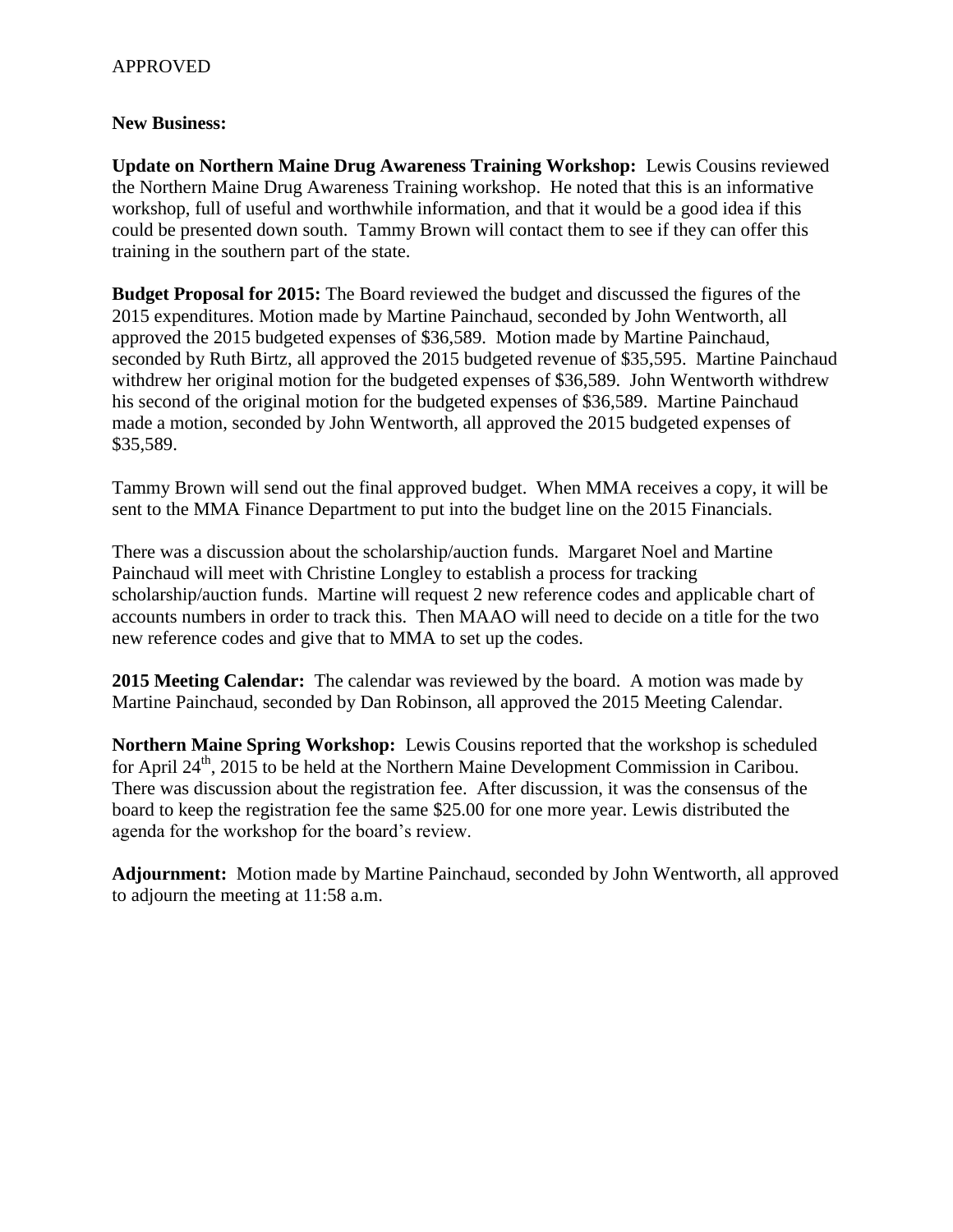APPROVED

**New Business:**

**Update on Northern Maine Drug Awareness Training Workshop:** Lewis Cousins reviewed the Northern Maine Drug Awareness Training workshop. He noted that this is an informative workshop, full of useful and worthwhile information, and that it would be a good idea if this could be presented down south. Tammy Brown will contact them to see if they can offer this training in the southern part of the state.

**Budget Proposal for 2015:** The Board reviewed the budget and discussed the figures of the 2015 expenditures. Motion made by Martine Painchaud, seconded by John Wentworth, all approved the 2015 budgeted expenses of $36,589. Motion made by Martine Painchaud, seconded by Ruth Birtz, all approved the 2015 budgeted revenue of $35,595. Martine Painchaud withdrew her original motion for the budgeted expenses of $36,589. John Wentworth withdrew his second of the original motion for the budgeted expenses of $36,589. Martine Painchaud made a motion, seconded by John Wentworth, all approved the 2015 budgeted expenses of $35,589.

Tammy Brown will send out the final approved budget. When MMA receives a copy, it will be sent to the MMA Finance Department to put into the budget line on the 2015 Financials.

There was a discussion about the scholarship/auction funds. Margaret Noel and Martine Painchaud will meet with Christine Longley to establish a process for tracking scholarship/auction funds. Martine will request 2 new reference codes and applicable chart of accounts numbers in order to track this. Then MAAO will need to decide on a title for the two new reference codes and give that to MMA to set up the codes.

**2015 Meeting Calendar:** The calendar was reviewed by the board. A motion was made by Martine Painchaud, seconded by Dan Robinson, all approved the 2015 Meeting Calendar.

**Northern Maine Spring Workshop:** Lewis Cousins reported that the workshop is scheduled for April 24th, 2015 to be held at the Northern Maine Development Commission in Caribou. There was discussion about the registration fee. After discussion, it was the consensus of the board to keep the registration fee the same $25.00 for one more year. Lewis distributed the agenda for the workshop for the board's review.

**Adjournment:** Motion made by Martine Painchaud, seconded by John Wentworth, all approved to adjourn the meeting at 11:58 a.m.